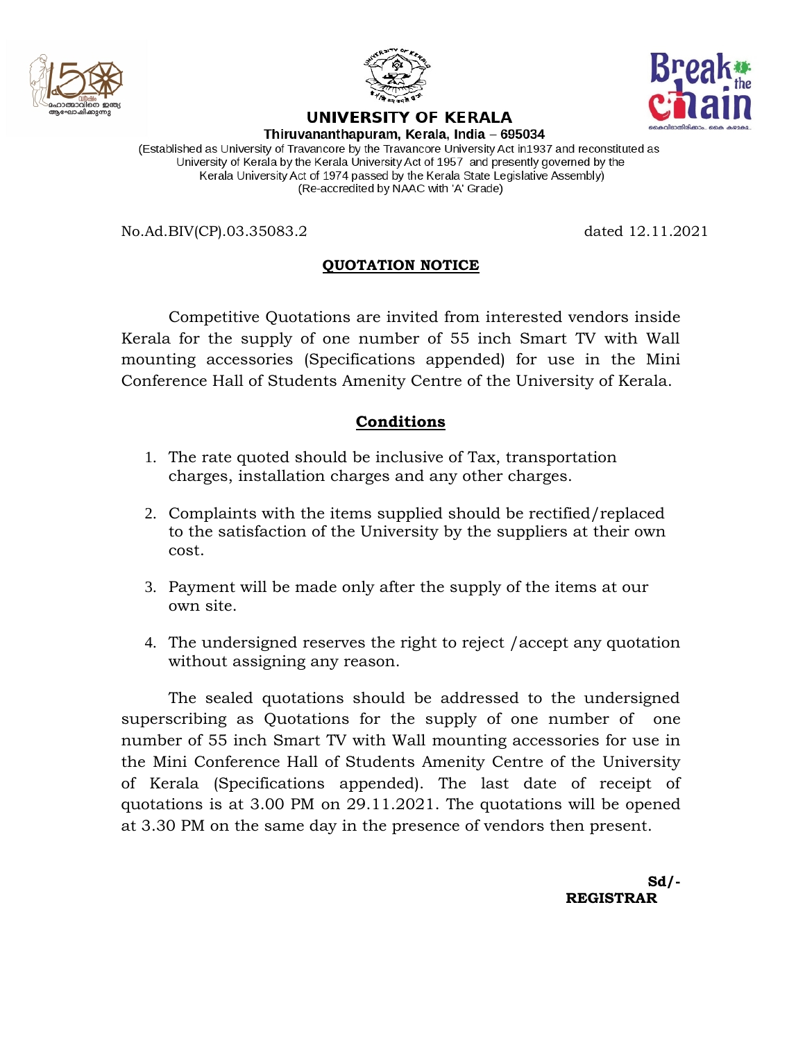# UNIVERSITY OF KERALA

**Thiruvananthapuram, Kerala, India – 695034**

(Established as University of Travancore by the Travancore University Act in1937 and reconstituted as University of Kerala by the Kerala University Act of 1957 and presently governed by the Kerala University Act of 1974 passed by the Kerala State Legislative Assembly)
(Re-accredited by NAAC with 'A' Grade)

No.Ad.BIV(CP).03.35083.2 dated 12.11.2021

## QUOTATION NOTICE

Competitive Quotations are invited from interested vendors inside Kerala for the supply of one number of 55 inch Smart TV with Wall mounting accessories (Specifications appended) for use in the Mini Conference Hall of Students Amenity Centre of the University of Kerala.

## Conditions

1. The rate quoted should be inclusive of Tax, transportation charges, installation charges and any other charges.
2. Complaints with the items supplied should be rectified/replaced to the satisfaction of the University by the suppliers at their own cost.
3. Payment will be made only after the supply of the items at our own site.
4. The undersigned reserves the right to reject /accept any quotation without assigning any reason.

The sealed quotations should be addressed to the undersigned superscribing as Quotations for the supply of one number of one number of 55 inch Smart TV with Wall mounting accessories for use in the Mini Conference Hall of Students Amenity Centre of the University of Kerala (Specifications appended). The last date of receipt of quotations is at 3.00 PM on 29.11.2021. The quotations will be opened at 3.30 PM on the same day in the presence of vendors then present.

**Sd/-**
**REGISTRAR**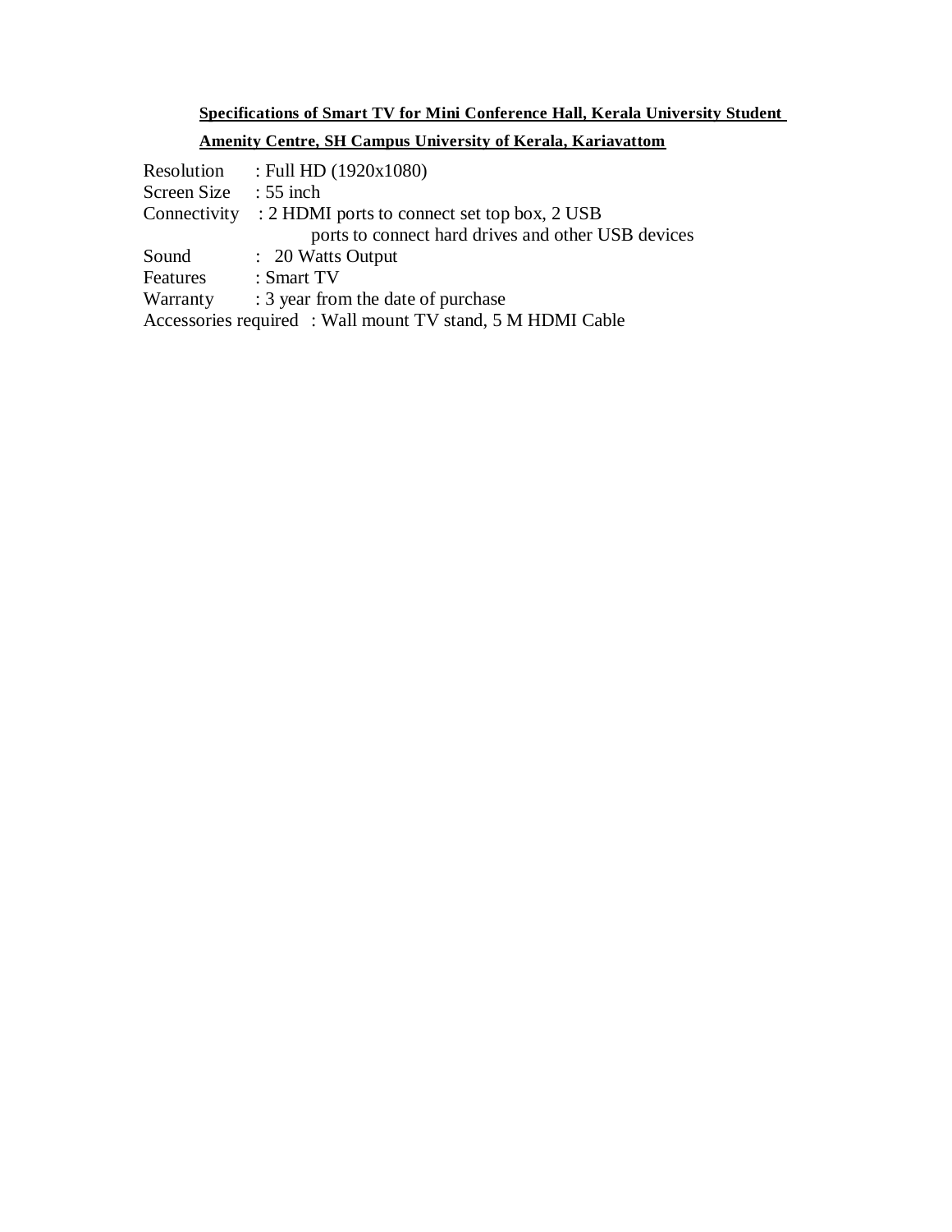**Specifications of Smart TV for Mini Conference Hall, Kerala University Student Amenity Centre, SH Campus University of Kerala, Kariavattom**

Resolution : Full HD (1920x1080)
Screen Size : 55 inch
Connectivity : 2 HDMI ports to connect set top box, 2 USB ports to connect hard drives and other USB devices
Sound : 20 Watts Output
Features : Smart TV
Warranty : 3 year from the date of purchase
Accessories required : Wall mount TV stand, 5 M HDMI Cable